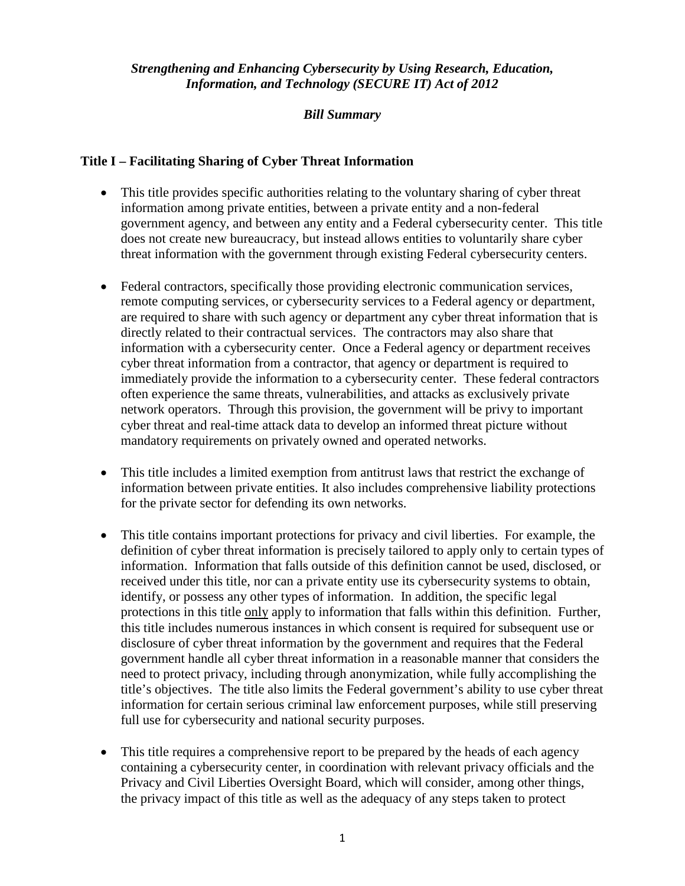*Strengthening and Enhancing Cybersecurity by Using Research, Education, Information, and Technology (SECURE IT) Act of 2012*

*Bill Summary*

## Title I – Facilitating Sharing of Cyber Threat Information

- This title provides specific authorities relating to the voluntary sharing of cyber threat information among private entities, between a private entity and a non-federal government agency, and between any entity and a Federal cybersecurity center. This title does not create new bureaucracy, but instead allows entities to voluntarily share cyber threat information with the government through existing Federal cybersecurity centers.

- Federal contractors, specifically those providing electronic communication services, remote computing services, or cybersecurity services to a Federal agency or department, are required to share with such agency or department any cyber threat information that is directly related to their contractual services. The contractors may also share that information with a cybersecurity center. Once a Federal agency or department receives cyber threat information from a contractor, that agency or department is required to immediately provide the information to a cybersecurity center. These federal contractors often experience the same threats, vulnerabilities, and attacks as exclusively private network operators. Through this provision, the government will be privy to important cyber threat and real-time attack data to develop an informed threat picture without mandatory requirements on privately owned and operated networks.

- This title includes a limited exemption from antitrust laws that restrict the exchange of information between private entities. It also includes comprehensive liability protections for the private sector for defending its own networks.

- This title contains important protections for privacy and civil liberties. For example, the definition of cyber threat information is precisely tailored to apply only to certain types of information. Information that falls outside of this definition cannot be used, disclosed, or received under this title, nor can a private entity use its cybersecurity systems to obtain, identify, or possess any other types of information. In addition, the specific legal protections in this title only apply to information that falls within this definition. Further, this title includes numerous instances in which consent is required for subsequent use or disclosure of cyber threat information by the government and requires that the Federal government handle all cyber threat information in a reasonable manner that considers the need to protect privacy, including through anonymization, while fully accomplishing the title's objectives. The title also limits the Federal government's ability to use cyber threat information for certain serious criminal law enforcement purposes, while still preserving full use for cybersecurity and national security purposes.

- This title requires a comprehensive report to be prepared by the heads of each agency containing a cybersecurity center, in coordination with relevant privacy officials and the Privacy and Civil Liberties Oversight Board, which will consider, among other things, the privacy impact of this title as well as the adequacy of any steps taken to protect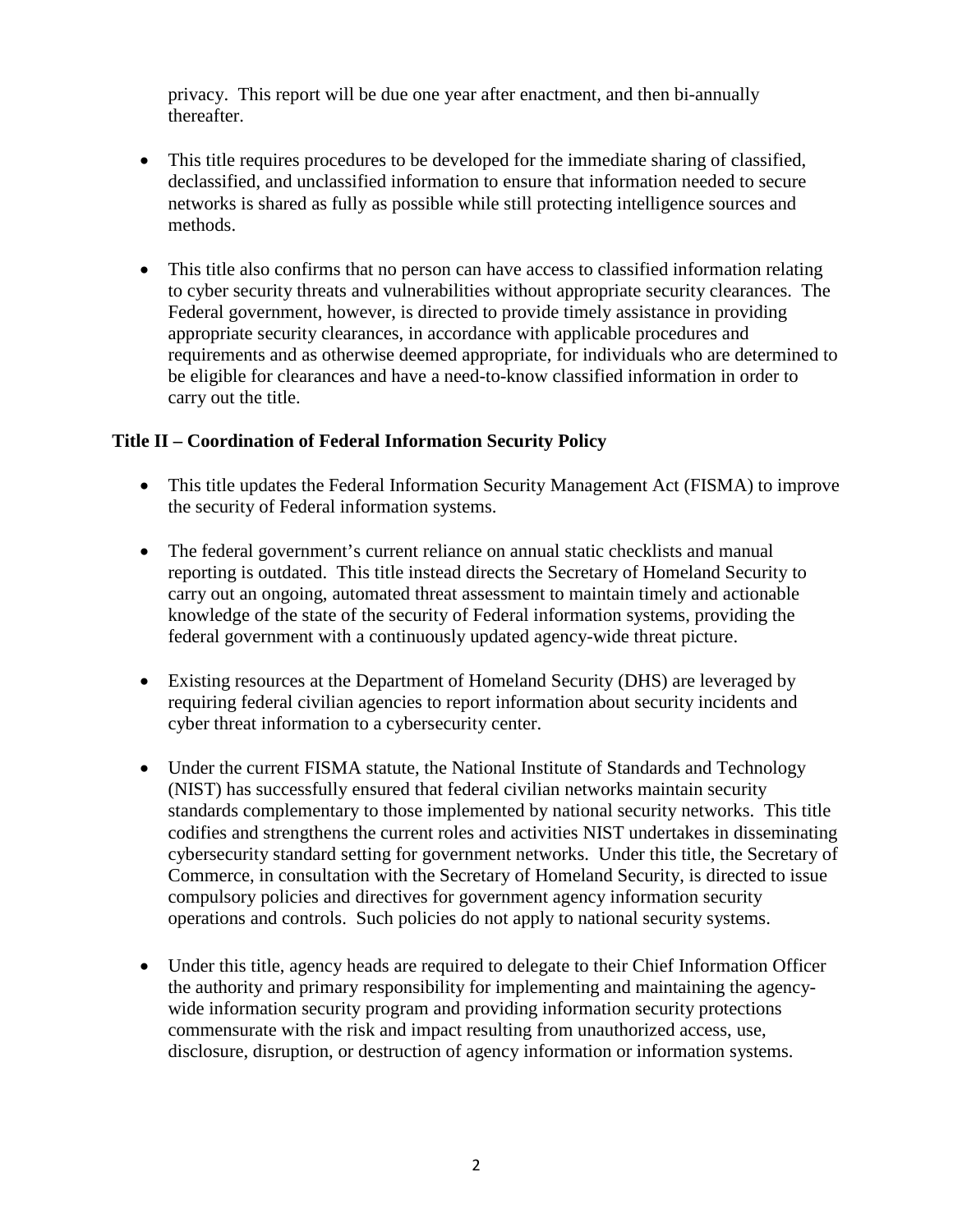privacy. This report will be due one year after enactment, and then bi-annually thereafter.

- This title requires procedures to be developed for the immediate sharing of classified, declassified, and unclassified information to ensure that information needed to secure networks is shared as fully as possible while still protecting intelligence sources and methods.

- This title also confirms that no person can have access to classified information relating to cyber security threats and vulnerabilities without appropriate security clearances. The Federal government, however, is directed to provide timely assistance in providing appropriate security clearances, in accordance with applicable procedures and requirements and as otherwise deemed appropriate, for individuals who are determined to be eligible for clearances and have a need-to-know classified information in order to carry out the title.

**Title II – Coordination of Federal Information Security Policy**

- This title updates the Federal Information Security Management Act (FISMA) to improve the security of Federal information systems.

- The federal government's current reliance on annual static checklists and manual reporting is outdated. This title instead directs the Secretary of Homeland Security to carry out an ongoing, automated threat assessment to maintain timely and actionable knowledge of the state of the security of Federal information systems, providing the federal government with a continuously updated agency-wide threat picture.

- Existing resources at the Department of Homeland Security (DHS) are leveraged by requiring federal civilian agencies to report information about security incidents and cyber threat information to a cybersecurity center.

- Under the current FISMA statute, the National Institute of Standards and Technology (NIST) has successfully ensured that federal civilian networks maintain security standards complementary to those implemented by national security networks. This title codifies and strengthens the current roles and activities NIST undertakes in disseminating cybersecurity standard setting for government networks. Under this title, the Secretary of Commerce, in consultation with the Secretary of Homeland Security, is directed to issue compulsory policies and directives for government agency information security operations and controls. Such policies do not apply to national security systems.

- Under this title, agency heads are required to delegate to their Chief Information Officer the authority and primary responsibility for implementing and maintaining the agency-wide information security program and providing information security protections commensurate with the risk and impact resulting from unauthorized access, use, disclosure, disruption, or destruction of agency information or information systems.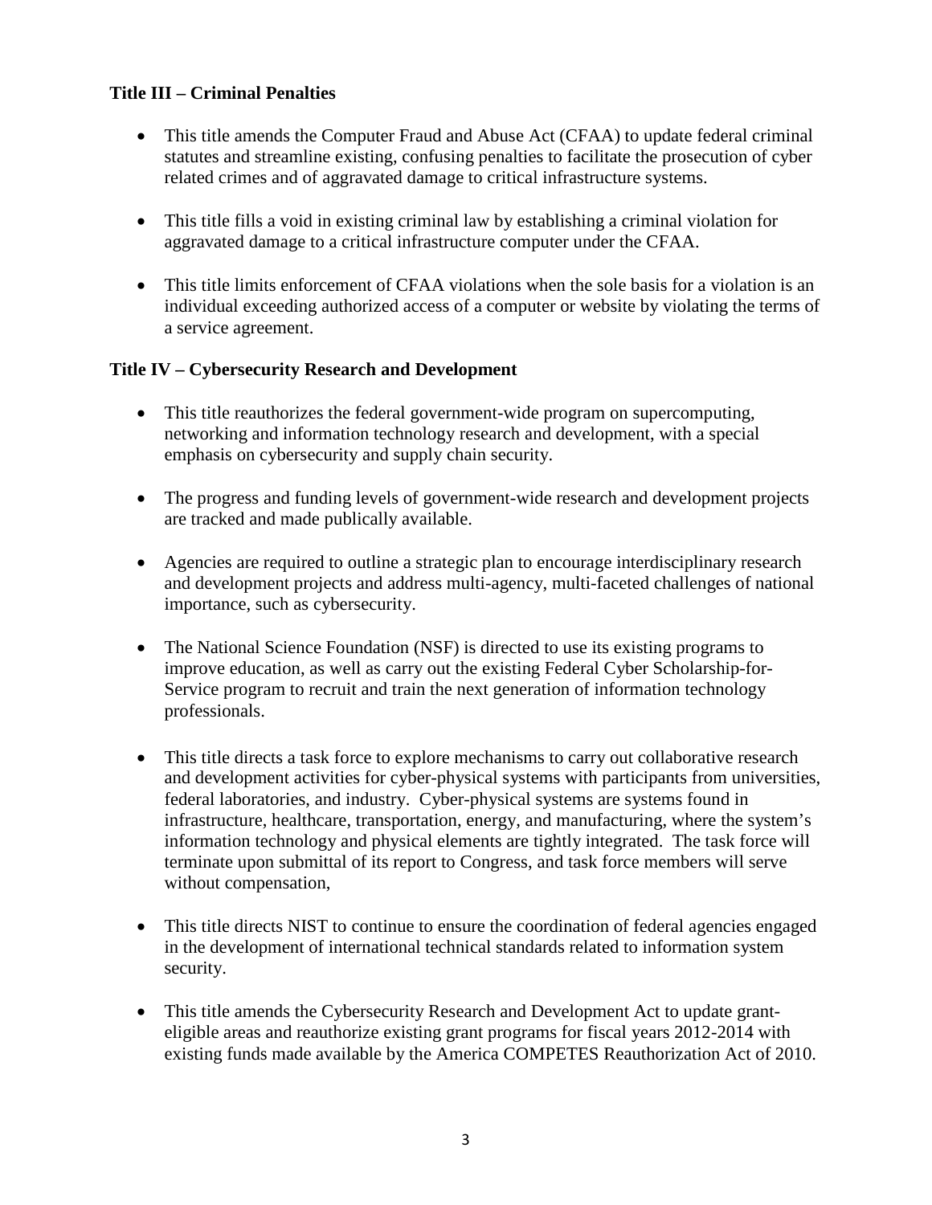### Title III – Criminal Penalties

- This title amends the Computer Fraud and Abuse Act (CFAA) to update federal criminal statutes and streamline existing, confusing penalties to facilitate the prosecution of cyber related crimes and of aggravated damage to critical infrastructure systems.
- This title fills a void in existing criminal law by establishing a criminal violation for aggravated damage to a critical infrastructure computer under the CFAA.
- This title limits enforcement of CFAA violations when the sole basis for a violation is an individual exceeding authorized access of a computer or website by violating the terms of a service agreement.

### Title IV – Cybersecurity Research and Development

- This title reauthorizes the federal government-wide program on supercomputing, networking and information technology research and development, with a special emphasis on cybersecurity and supply chain security.
- The progress and funding levels of government-wide research and development projects are tracked and made publically available.
- Agencies are required to outline a strategic plan to encourage interdisciplinary research and development projects and address multi-agency, multi-faceted challenges of national importance, such as cybersecurity.
- The National Science Foundation (NSF) is directed to use its existing programs to improve education, as well as carry out the existing Federal Cyber Scholarship-for-Service program to recruit and train the next generation of information technology professionals.
- This title directs a task force to explore mechanisms to carry out collaborative research and development activities for cyber-physical systems with participants from universities, federal laboratories, and industry. Cyber-physical systems are systems found in infrastructure, healthcare, transportation, energy, and manufacturing, where the system's information technology and physical elements are tightly integrated. The task force will terminate upon submittal of its report to Congress, and task force members will serve without compensation,
- This title directs NIST to continue to ensure the coordination of federal agencies engaged in the development of international technical standards related to information system security.
- This title amends the Cybersecurity Research and Development Act to update grant-eligible areas and reauthorize existing grant programs for fiscal years 2012-2014 with existing funds made available by the America COMPETES Reauthorization Act of 2010.